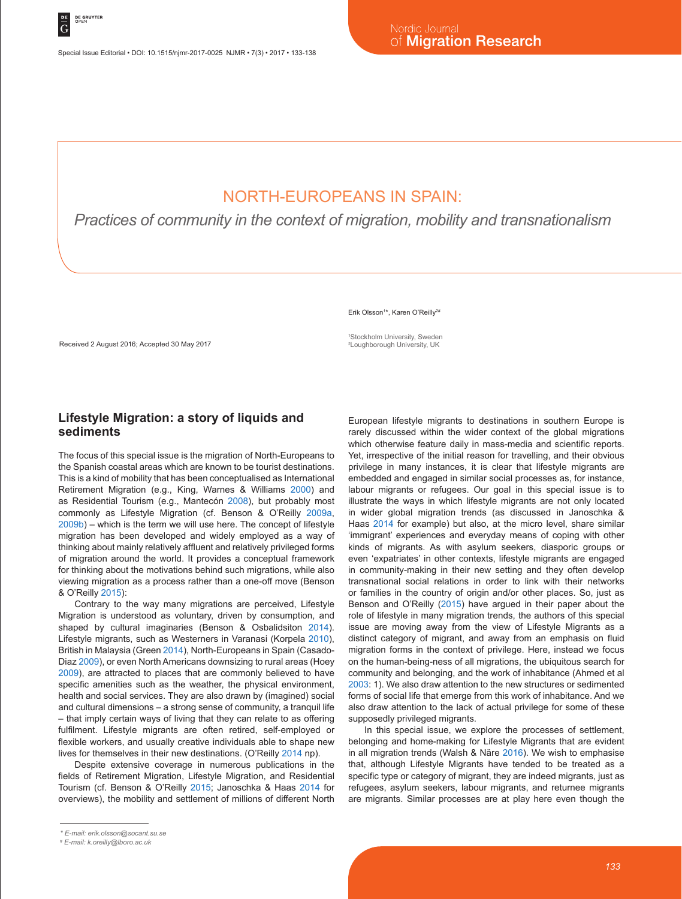# NORTH-EUROPEANS IN SPAIN:

*Practices of community in the context of migration, mobility and transnationalism*

Erik Olsson[1]*, Karen O'Reilly[2#]

[1]Stockholm University, Sweden
[2]Loughborough University, UK

Received 2 August 2016; Accepted 30 May 2017

## Lifestyle Migration: a story of liquids and sediments

The focus of this special issue is the migration of North-Europeans to the Spanish coastal areas which are known to be tourist destinations. This is a kind of mobility that has been conceptualised as International Retirement Migration (e.g., King, Warnes & Williams 2000) and as Residential Tourism (e.g., Mantecón 2008), but probably most commonly as Lifestyle Migration (cf. Benson & O'Reilly 2009a, 2009b) – which is the term we will use here. The concept of lifestyle migration has been developed and widely employed as a way of thinking about mainly relatively affluent and relatively privileged forms of migration around the world. It provides a conceptual framework for thinking about the motivations behind such migrations, while also viewing migration as a process rather than a one-off move (Benson & O'Reilly 2015):

Contrary to the way many migrations are perceived, Lifestyle Migration is understood as voluntary, driven by consumption, and shaped by cultural imaginaries (Benson & Osbalidsiton 2014). Lifestyle migrants, such as Westerners in Varanasi (Korpela 2010), British in Malaysia (Green 2014), North-Europeans in Spain (Casado-Diaz 2009), or even North Americans downsizing to rural areas (Hoey 2009), are attracted to places that are commonly believed to have specific amenities such as the weather, the physical environment, health and social services. They are also drawn by (imagined) social and cultural dimensions – a strong sense of community, a tranquil life – that imply certain ways of living that they can relate to as offering fulfilment. Lifestyle migrants are often retired, self-employed or flexible workers, and usually creative individuals able to shape new lives for themselves in their new destinations. (O'Reilly 2014 np).

Despite extensive coverage in numerous publications in the fields of Retirement Migration, Lifestyle Migration, and Residential Tourism (cf. Benson & O'Reilly 2015; Janoschka & Haas 2014 for overviews), the mobility and settlement of millions of different North European lifestyle migrants to destinations in southern Europe is rarely discussed within the wider context of the global migrations which otherwise feature daily in mass-media and scientific reports. Yet, irrespective of the initial reason for travelling, and their obvious privilege in many instances, it is clear that lifestyle migrants are embedded and engaged in similar social processes as, for instance, labour migrants or refugees. Our goal in this special issue is to illustrate the ways in which lifestyle migrants are not only located in wider global migration trends (as discussed in Janoschka & Haas 2014 for example) but also, at the micro level, share similar 'immigrant' experiences and everyday means of coping with other kinds of migrants. As with asylum seekers, diasporic groups or even 'expatriates' in other contexts, lifestyle migrants are engaged in community-making in their new setting and they often develop transnational social relations in order to link with their networks or families in the country of origin and/or other places. So, just as Benson and O'Reilly (2015) have argued in their paper about the role of lifestyle in many migration trends, the authors of this special issue are moving away from the view of Lifestyle Migrants as a distinct category of migrant, and away from an emphasis on fluid migration forms in the context of privilege. Here, instead we focus on the human-being-ness of all migrations, the ubiquitous search for community and belonging, and the work of inhabitance (Ahmed et al 2003: 1). We also draw attention to the new structures or sedimented forms of social life that emerge from this work of inhabitance. And we also draw attention to the lack of actual privilege for some of these supposedly privileged migrants.

In this special issue, we explore the processes of settlement, belonging and home-making for Lifestyle Migrants that are evident in all migration trends (Walsh & Näre 2016). We wish to emphasise that, although Lifestyle Migrants have tended to be treated as a specific type or category of migrant, they are indeed migrants, just as refugees, asylum seekers, labour migrants, and returnee migrants are migrants. Similar processes are at play here even though the

\* E-mail: erik.olsson@socant.su.se
\# E-mail: k.oreilly@lboro.ac.uk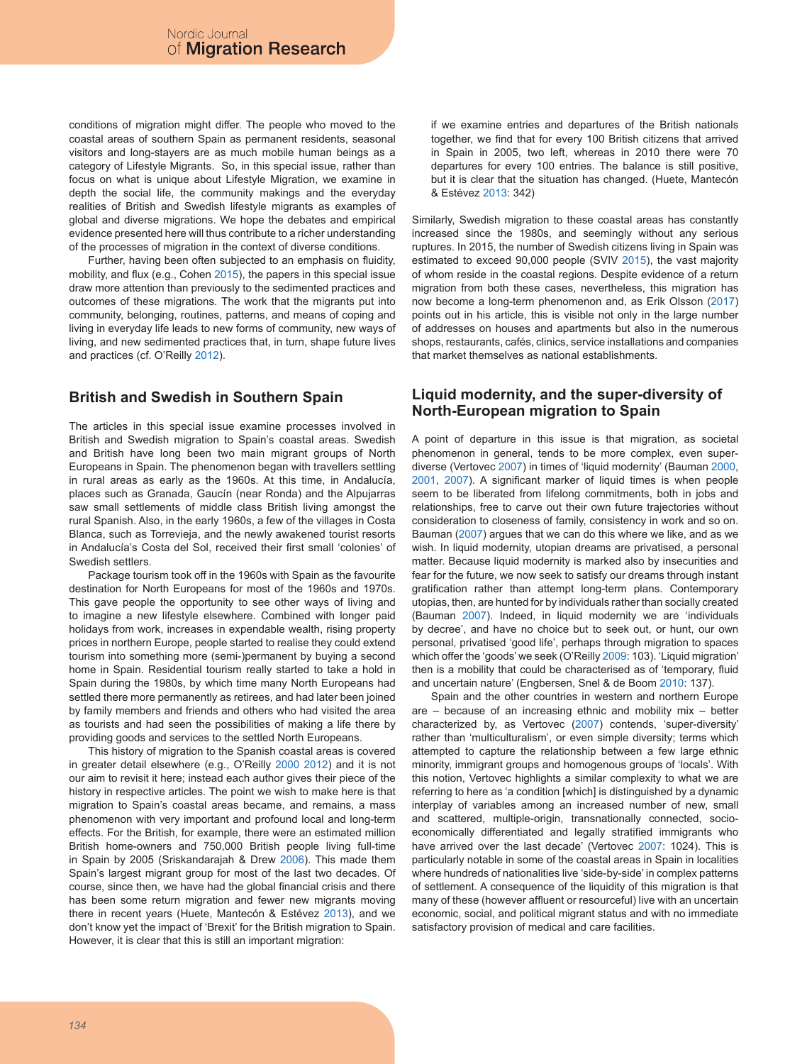conditions of migration might differ. The people who moved to the coastal areas of southern Spain as permanent residents, seasonal visitors and long-stayers are as much mobile human beings as a category of Lifestyle Migrants. So, in this special issue, rather than focus on what is unique about Lifestyle Migration, we examine in depth the social life, the community makings and the everyday realities of British and Swedish lifestyle migrants as examples of global and diverse migrations. We hope the debates and empirical evidence presented here will thus contribute to a richer understanding of the processes of migration in the context of diverse conditions.

Further, having been often subjected to an emphasis on fluidity, mobility, and flux (e.g., Cohen 2015), the papers in this special issue draw more attention than previously to the sedimented practices and outcomes of these migrations. The work that the migrants put into community, belonging, routines, patterns, and means of coping and living in everyday life leads to new forms of community, new ways of living, and new sedimented practices that, in turn, shape future lives and practices (cf. O'Reilly 2012).

## British and Swedish in Southern Spain

The articles in this special issue examine processes involved in British and Swedish migration to Spain's coastal areas. Swedish and British have long been two main migrant groups of North Europeans in Spain. The phenomenon began with travellers settling in rural areas as early as the 1960s. At this time, in Andalucía, places such as Granada, Gaucín (near Ronda) and the Alpujarras saw small settlements of middle class British living amongst the rural Spanish. Also, in the early 1960s, a few of the villages in Costa Blanca, such as Torrevieja, and the newly awakened tourist resorts in Andalucía's Costa del Sol, received their first small 'colonies' of Swedish settlers.

Package tourism took off in the 1960s with Spain as the favourite destination for North Europeans for most of the 1960s and 1970s. This gave people the opportunity to see other ways of living and to imagine a new lifestyle elsewhere. Combined with longer paid holidays from work, increases in expendable wealth, rising property prices in northern Europe, people started to realise they could extend tourism into something more (semi-)permanent by buying a second home in Spain. Residential tourism really started to take a hold in Spain during the 1980s, by which time many North Europeans had settled there more permanently as retirees, and had later been joined by family members and friends and others who had visited the area as tourists and had seen the possibilities of making a life there by providing goods and services to the settled North Europeans.

This history of migration to the Spanish coastal areas is covered in greater detail elsewhere (e.g., O'Reilly 2000 2012) and it is not our aim to revisit it here; instead each author gives their piece of the history in respective articles. The point we wish to make here is that migration to Spain's coastal areas became, and remains, a mass phenomenon with very important and profound local and long-term effects. For the British, for example, there were an estimated million British home-owners and 750,000 British people living full-time in Spain by 2005 (Sriskandarajah & Drew 2006). This made them Spain's largest migrant group for most of the last two decades. Of course, since then, we have had the global financial crisis and there has been some return migration and fewer new migrants moving there in recent years (Huete, Mantecón & Estévez 2013), and we don't know yet the impact of 'Brexit' for the British migration to Spain. However, it is clear that this is still an important migration:

> if we examine entries and departures of the British nationals together, we find that for every 100 British citizens that arrived in Spain in 2005, two left, whereas in 2010 there were 70 departures for every 100 entries. The balance is still positive, but it is clear that the situation has changed. (Huete, Mantecón & Estévez 2013: 342)

Similarly, Swedish migration to these coastal areas has constantly increased since the 1980s, and seemingly without any serious ruptures. In 2015, the number of Swedish citizens living in Spain was estimated to exceed 90,000 people (SVIV 2015), the vast majority of whom reside in the coastal regions. Despite evidence of a return migration from both these cases, nevertheless, this migration has now become a long-term phenomenon and, as Erik Olsson (2017) points out in his article, this is visible not only in the large number of addresses on houses and apartments but also in the numerous shops, restaurants, cafés, clinics, service installations and companies that market themselves as national establishments.

## Liquid modernity, and the super-diversity of North-European migration to Spain

A point of departure in this issue is that migration, as societal phenomenon in general, tends to be more complex, even super-diverse (Vertovec 2007) in times of 'liquid modernity' (Bauman 2000, 2001, 2007). A significant marker of liquid times is when people seem to be liberated from lifelong commitments, both in jobs and relationships, free to carve out their own future trajectories without consideration to closeness of family, consistency in work and so on. Bauman (2007) argues that we can do this where we like, and as we wish. In liquid modernity, utopian dreams are privatised, a personal matter. Because liquid modernity is marked also by insecurities and fear for the future, we now seek to satisfy our dreams through instant gratification rather than attempt long-term plans. Contemporary utopias, then, are hunted for by individuals rather than socially created (Bauman 2007). Indeed, in liquid modernity we are 'individuals by decree', and have no choice but to seek out, or hunt, our own personal, privatised 'good life', perhaps through migration to spaces which offer the 'goods' we seek (O'Reilly 2009: 103). 'Liquid migration' then is a mobility that could be characterised as of 'temporary, fluid and uncertain nature' (Engbersen, Snel & de Boom 2010: 137).

Spain and the other countries in western and northern Europe are – because of an increasing ethnic and mobility mix – better characterized by, as Vertovec (2007) contends, 'super-diversity' rather than 'multiculturalism', or even simple diversity; terms which attempted to capture the relationship between a few large ethnic minority, immigrant groups and homogenous groups of 'locals'. With this notion, Vertovec highlights a similar complexity to what we are referring to here as 'a condition [which] is distinguished by a dynamic interplay of variables among an increased number of new, small and scattered, multiple-origin, transnationally connected, socio-economically differentiated and legally stratified immigrants who have arrived over the last decade' (Vertovec 2007: 1024). This is particularly notable in some of the coastal areas in Spain in localities where hundreds of nationalities live 'side-by-side' in complex patterns of settlement. A consequence of the liquidity of this migration is that many of these (however affluent or resourceful) live with an uncertain economic, social, and political migrant status and with no immediate satisfactory provision of medical and care facilities.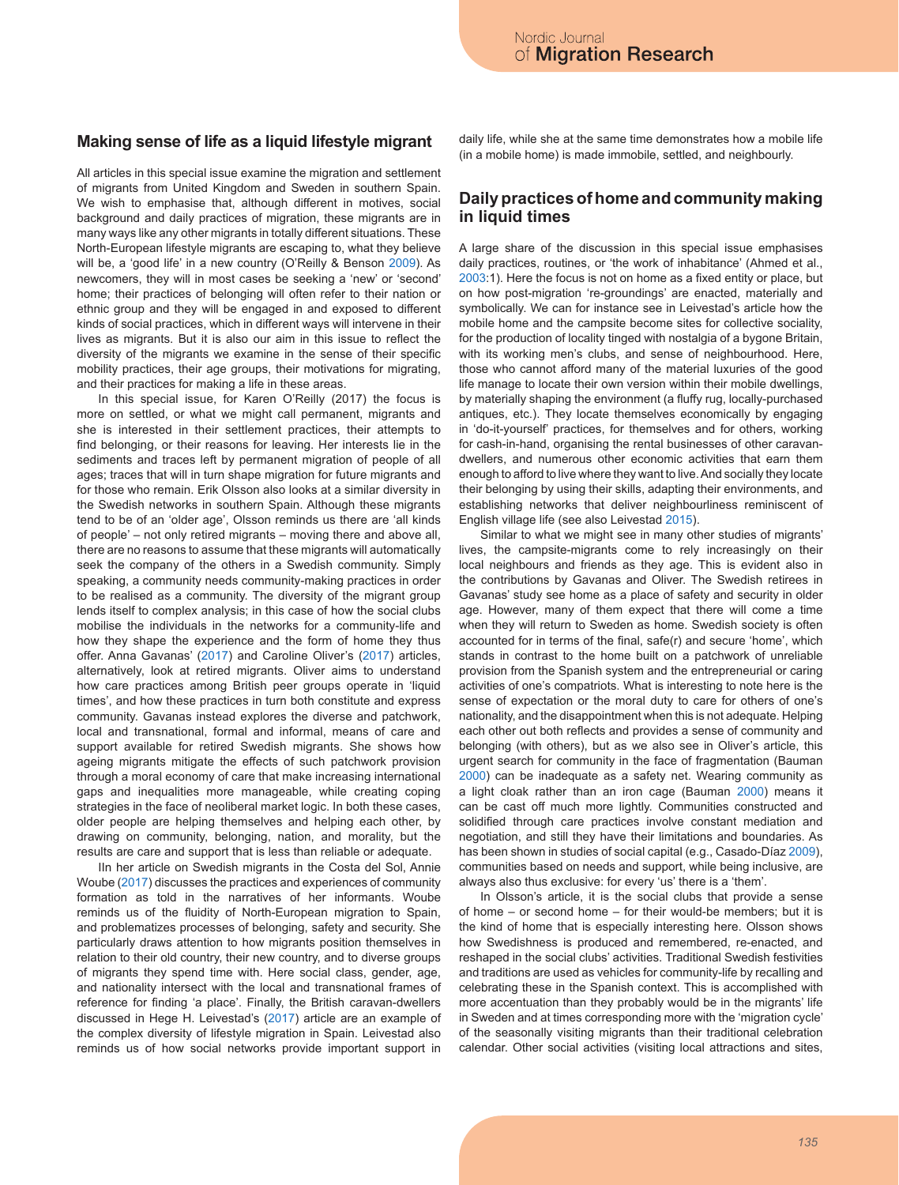## Making sense of life as a liquid lifestyle migrant

All articles in this special issue examine the migration and settlement of migrants from United Kingdom and Sweden in southern Spain. We wish to emphasise that, although different in motives, social background and daily practices of migration, these migrants are in many ways like any other migrants in totally different situations. These North-European lifestyle migrants are escaping to, what they believe will be, a 'good life' in a new country (O'Reilly & Benson 2009). As newcomers, they will in most cases be seeking a 'new' or 'second' home; their practices of belonging will often refer to their nation or ethnic group and they will be engaged in and exposed to different kinds of social practices, which in different ways will intervene in their lives as migrants. But it is also our aim in this issue to reflect the diversity of the migrants we examine in the sense of their specific mobility practices, their age groups, their motivations for migrating, and their practices for making a life in these areas.

In this special issue, for Karen O'Reilly (2017) the focus is more on settled, or what we might call permanent, migrants and she is interested in their settlement practices, their attempts to find belonging, or their reasons for leaving. Her interests lie in the sediments and traces left by permanent migration of people of all ages; traces that will in turn shape migration for future migrants and for those who remain. Erik Olsson also looks at a similar diversity in the Swedish networks in southern Spain. Although these migrants tend to be of an 'older age', Olsson reminds us there are 'all kinds of people' – not only retired migrants – moving there and above all, there are no reasons to assume that these migrants will automatically seek the company of the others in a Swedish community. Simply speaking, a community needs community-making practices in order to be realised as a community. The diversity of the migrant group lends itself to complex analysis; in this case of how the social clubs mobilise the individuals in the networks for a community-life and how they shape the experience and the form of home they thus offer. Anna Gavanas' (2017) and Caroline Oliver's (2017) articles, alternatively, look at retired migrants. Oliver aims to understand how care practices among British peer groups operate in 'liquid times', and how these practices in turn both constitute and express community. Gavanas instead explores the diverse and patchwork, local and transnational, formal and informal, means of care and support available for retired Swedish migrants. She shows how ageing migrants mitigate the effects of such patchwork provision through a moral economy of care that make increasing international gaps and inequalities more manageable, while creating coping strategies in the face of neoliberal market logic. In both these cases, older people are helping themselves and helping each other, by drawing on community, belonging, nation, and morality, but the results are care and support that is less than reliable or adequate.

IIn her article on Swedish migrants in the Costa del Sol, Annie Woube (2017) discusses the practices and experiences of community formation as told in the narratives of her informants. Woube reminds us of the fluidity of North-European migration to Spain, and problematizes processes of belonging, safety and security. She particularly draws attention to how migrants position themselves in relation to their old country, their new country, and to diverse groups of migrants they spend time with. Here social class, gender, age, and nationality intersect with the local and transnational frames of reference for finding 'a place'. Finally, the British caravan-dwellers discussed in Hege H. Leivestad's (2017) article are an example of the complex diversity of lifestyle migration in Spain. Leivestad also reminds us of how social networks provide important support in daily life, while she at the same time demonstrates how a mobile life (in a mobile home) is made immobile, settled, and neighbourly.

## Daily practices of home and community making in liquid times

A large share of the discussion in this special issue emphasises daily practices, routines, or 'the work of inhabitance' (Ahmed et al., 2003:1). Here the focus is not on home as a fixed entity or place, but on how post-migration 're-groundings' are enacted, materially and symbolically. We can for instance see in Leivestad's article how the mobile home and the campsite become sites for collective sociality, for the production of locality tinged with nostalgia of a bygone Britain, with its working men's clubs, and sense of neighbourhood. Here, those who cannot afford many of the material luxuries of the good life manage to locate their own version within their mobile dwellings, by materially shaping the environment (a fluffy rug, locally-purchased antiques, etc.). They locate themselves economically by engaging in 'do-it-yourself' practices, for themselves and for others, working for cash-in-hand, organising the rental businesses of other caravan-dwellers, and numerous other economic activities that earn them enough to afford to live where they want to live. And socially they locate their belonging by using their skills, adapting their environments, and establishing networks that deliver neighbourliness reminiscent of English village life (see also Leivestad 2015).

Similar to what we might see in many other studies of migrants' lives, the campsite-migrants come to rely increasingly on their local neighbours and friends as they age. This is evident also in the contributions by Gavanas and Oliver. The Swedish retirees in Gavanas' study see home as a place of safety and security in older age. However, many of them expect that there will come a time when they will return to Sweden as home. Swedish society is often accounted for in terms of the final, safe(r) and secure 'home', which stands in contrast to the home built on a patchwork of unreliable provision from the Spanish system and the entrepreneurial or caring activities of one's compatriots. What is interesting to note here is the sense of expectation or the moral duty to care for others of one's nationality, and the disappointment when this is not adequate. Helping each other out both reflects and provides a sense of community and belonging (with others), but as we also see in Oliver's article, this urgent search for community in the face of fragmentation (Bauman 2000) can be inadequate as a safety net. Wearing community as a light cloak rather than an iron cage (Bauman 2000) means it can be cast off much more lightly. Communities constructed and solidified through care practices involve constant mediation and negotiation, and still they have their limitations and boundaries. As has been shown in studies of social capital (e.g., Casado-Díaz 2009), communities based on needs and support, while being inclusive, are always also thus exclusive: for every 'us' there is a 'them'.

In Olsson's article, it is the social clubs that provide a sense of home – or second home – for their would-be members; but it is the kind of home that is especially interesting here. Olsson shows how Swedishness is produced and remembered, re-enacted, and reshaped in the social clubs' activities. Traditional Swedish festivities and traditions are used as vehicles for community-life by recalling and celebrating these in the Spanish context. This is accomplished with more accentuation than they probably would be in the migrants' life in Sweden and at times corresponding more with the 'migration cycle' of the seasonally visiting migrants than their traditional celebration calendar. Other social activities (visiting local attractions and sites,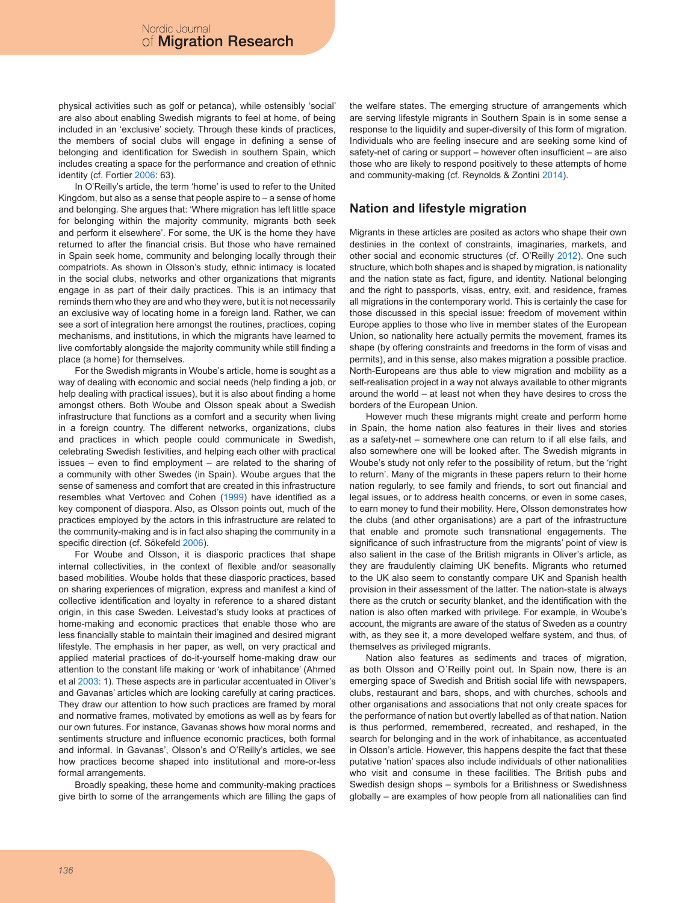physical activities such as golf or petanca), while ostensibly 'social' are also about enabling Swedish migrants to feel at home, of being included in an 'exclusive' society. Through these kinds of practices, the members of social clubs will engage in defining a sense of belonging and identification for Swedish in southern Spain, which includes creating a space for the performance and creation of ethnic identity (cf. Fortier 2006: 63).

In O'Reilly's article, the term 'home' is used to refer to the United Kingdom, but also as a sense that people aspire to – a sense of home and belonging. She argues that: 'Where migration has left little space for belonging within the majority community, migrants both seek and perform it elsewhere'. For some, the UK is the home they have returned to after the financial crisis. But those who have remained in Spain seek home, community and belonging locally through their compatriots. As shown in Olsson's study, ethnic intimacy is located in the social clubs, networks and other organizations that migrants engage in as part of their daily practices. This is an intimacy that reminds them who they are and who they were, but it is not necessarily an exclusive way of locating home in a foreign land. Rather, we can see a sort of integration here amongst the routines, practices, coping mechanisms, and institutions, in which the migrants have learned to live comfortably alongside the majority community while still finding a place (a home) for themselves.

For the Swedish migrants in Woube's article, home is sought as a way of dealing with economic and social needs (help finding a job, or help dealing with practical issues), but it is also about finding a home amongst others. Both Woube and Olsson speak about a Swedish infrastructure that functions as a comfort and a security when living in a foreign country. The different networks, organizations, clubs and practices in which people could communicate in Swedish, celebrating Swedish festivities, and helping each other with practical issues – even to find employment – are related to the sharing of a community with other Swedes (in Spain). Woube argues that the sense of sameness and comfort that are created in this infrastructure resembles what Vertovec and Cohen (1999) have identified as a key component of diaspora. Also, as Olsson points out, much of the practices employed by the actors in this infrastructure are related to the community-making and is in fact also shaping the community in a specific direction (cf. Sökefeld 2006).

For Woube and Olsson, it is diasporic practices that shape internal collectivities, in the context of flexible and/or seasonally based mobilities. Woube holds that these diasporic practices, based on sharing experiences of migration, express and manifest a kind of collective identification and loyalty in reference to a shared distant origin, in this case Sweden. Leivestad's study looks at practices of home-making and economic practices that enable those who are less financially stable to maintain their imagined and desired migrant lifestyle. The emphasis in her paper, as well, on very practical and applied material practices of do-it-yourself home-making draw our attention to the constant life making or 'work of inhabitance' (Ahmed et al 2003: 1). These aspects are in particular accentuated in Oliver's and Gavanas' articles which are looking carefully at caring practices. They draw our attention to how such practices are framed by moral and normative frames, motivated by emotions as well as by fears for our own futures. For instance, Gavanas shows how moral norms and sentiments structure and influence economic practices, both formal and informal. In Gavanas', Olsson's and O'Reilly's articles, we see how practices become shaped into institutional and more-or-less formal arrangements.

Broadly speaking, these home and community-making practices give birth to some of the arrangements which are filling the gaps of the welfare states. The emerging structure of arrangements which are serving lifestyle migrants in Southern Spain is in some sense a response to the liquidity and super-diversity of this form of migration. Individuals who are feeling insecure and are seeking some kind of safety-net of caring or support – however often insufficient – are also those who are likely to respond positively to these attempts of home and community-making (cf. Reynolds & Zontini 2014).

## Nation and lifestyle migration

Migrants in these articles are posited as actors who shape their own destinies in the context of constraints, imaginaries, markets, and other social and economic structures (cf. O'Reilly 2012). One such structure, which both shapes and is shaped by migration, is nationality and the nation state as fact, figure, and identity. National belonging and the right to passports, visas, entry, exit, and residence, frames all migrations in the contemporary world. This is certainly the case for those discussed in this special issue: freedom of movement within Europe applies to those who live in member states of the European Union, so nationality here actually permits the movement, frames its shape (by offering constraints and freedoms in the form of visas and permits), and in this sense, also makes migration a possible practice. North-Europeans are thus able to view migration and mobility as a self-realisation project in a way not always available to other migrants around the world – at least not when they have desires to cross the borders of the European Union.

However much these migrants might create and perform home in Spain, the home nation also features in their lives and stories as a safety-net – somewhere one can return to if all else fails, and also somewhere one will be looked after. The Swedish migrants in Woube's study not only refer to the possibility of return, but the 'right to return'. Many of the migrants in these papers return to their home nation regularly, to see family and friends, to sort out financial and legal issues, or to address health concerns, or even in some cases, to earn money to fund their mobility. Here, Olsson demonstrates how the clubs (and other organisations) are a part of the infrastructure that enable and promote such transnational engagements. The significance of such infrastructure from the migrants' point of view is also salient in the case of the British migrants in Oliver's article, as they are fraudulently claiming UK benefits. Migrants who returned to the UK also seem to constantly compare UK and Spanish health provision in their assessment of the latter. The nation-state is always there as the crutch or security blanket, and the identification with the nation is also often marked with privilege. For example, in Woube's account, the migrants are aware of the status of Sweden as a country with, as they see it, a more developed welfare system, and thus, of themselves as privileged migrants.

Nation also features as sediments and traces of migration, as both Olsson and O´Reilly point out. In Spain now, there is an emerging space of Swedish and British social life with newspapers, clubs, restaurant and bars, shops, and with churches, schools and other organisations and associations that not only create spaces for the performance of nation but overtly labelled as of that nation. Nation is thus performed, remembered, recreated, and reshaped, in the search for belonging and in the work of inhabitance, as accentuated in Olsson's article. However, this happens despite the fact that these putative 'nation' spaces also include individuals of other nationalities who visit and consume in these facilities. The British pubs and Swedish design shops – symbols for a Britishness or Swedishness globally – are examples of how people from all nationalities can find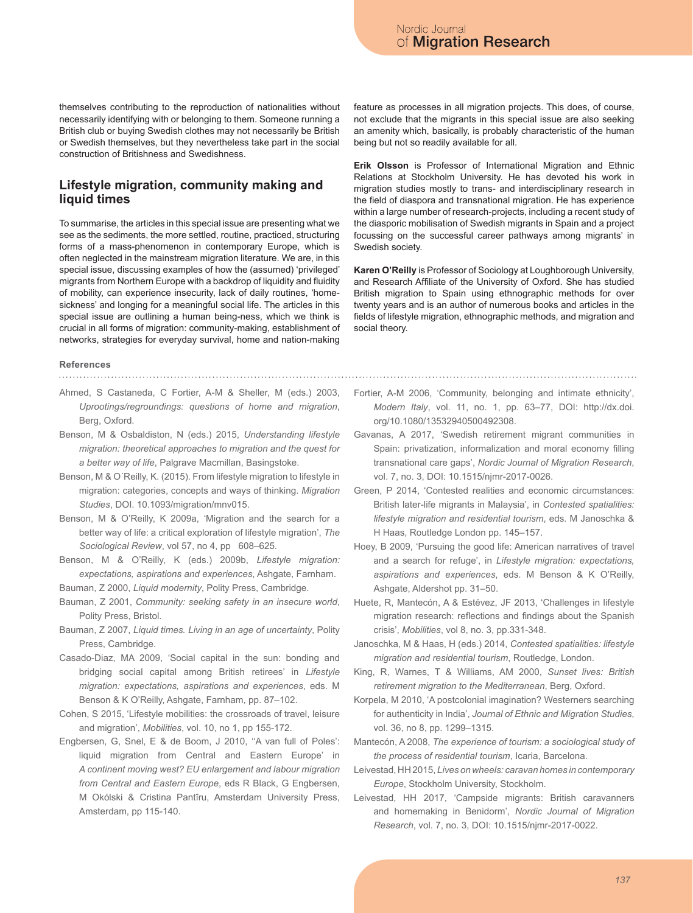themselves contributing to the reproduction of nationalities without necessarily identifying with or belonging to them. Someone running a British club or buying Swedish clothes may not necessarily be British or Swedish themselves, but they nevertheless take part in the social construction of Britishness and Swedishness.

## Lifestyle migration, community making and liquid times

To summarise, the articles in this special issue are presenting what we see as the sediments, the more settled, routine, practiced, structuring forms of a mass-phenomenon in contemporary Europe, which is often neglected in the mainstream migration literature. We are, in this special issue, discussing examples of how the (assumed) 'privileged' migrants from Northern Europe with a backdrop of liquidity and fluidity of mobility, can experience insecurity, lack of daily routines, 'home-sickness' and longing for a meaningful social life. The articles in this special issue are outlining a human being-ness, which we think is crucial in all forms of migration: community-making, establishment of networks, strategies for everyday survival, home and nation-making feature as processes in all migration projects. This does, of course, not exclude that the migrants in this special issue are also seeking an amenity which, basically, is probably characteristic of the human being but not so readily available for all.

**Erik Olsson** is Professor of International Migration and Ethnic Relations at Stockholm University. He has devoted his work in migration studies mostly to trans- and interdisciplinary research in the field of diaspora and transnational migration. He has experience within a large number of research-projects, including a recent study of the diasporic mobilisation of Swedish migrants in Spain and a project focussing on the successful career pathways among migrants' in Swedish society.

**Karen O'Reilly** is Professor of Sociology at Loughborough University, and Research Affiliate of the University of Oxford. She has studied British migration to Spain using ethnographic methods for over twenty years and is an author of numerous books and articles in the fields of lifestyle migration, ethnographic methods, and migration and social theory.

### References

Ahmed, S Castaneda, C Fortier, A-M & Sheller, M (eds.) 2003, *Uprootings/regroundings: questions of home and migration*, Berg, Oxford.

Benson, M & Osbaldiston, N (eds.) 2015, *Understanding lifestyle migration: theoretical approaches to migration and the quest for a better way of life*, Palgrave Macmillan, Basingstoke.

Benson, M & O´Reilly, K. (2015). From lifestyle migration to lifestyle in migration: categories, concepts and ways of thinking. *Migration Studies*, DOI. 10.1093/migration/mnv015.

Benson, M & O'Reilly, K 2009a, 'Migration and the search for a better way of life: a critical exploration of lifestyle migration', *The Sociological Review*, vol 57, no 4, pp 608–625.

Benson, M & O'Reilly, K (eds.) 2009b, *Lifestyle migration: expectations, aspirations and experiences*, Ashgate, Farnham.

Bauman, Z 2000, *Liquid modernity*, Polity Press, Cambridge.

Bauman, Z 2001, *Community: seeking safety in an insecure world*, Polity Press, Bristol.

Bauman, Z 2007, *Liquid times. Living in an age of uncertainty*, Polity Press, Cambridge.

Casado-Diaz, MA 2009, 'Social capital in the sun: bonding and bridging social capital among British retirees' in *Lifestyle migration: expectations, aspirations and experiences*, eds. M Benson & K O'Reilly, Ashgate, Farnham, pp. 87–102.

Cohen, S 2015, 'Lifestyle mobilities: the crossroads of travel, leisure and migration', *Mobilities*, vol. 10, no 1, pp 155-172.

Engbersen, G, Snel, E & de Boom, J 2010, ''A van full of Poles': liquid migration from Central and Eastern Europe' in *A continent moving west? EU enlargement and labour migration from Central and Eastern Europe*, eds R Black, G Engbersen, M Okólski & Cristina Pantîru, Amsterdam University Press, Amsterdam, pp 115-140.

Fortier, A-M 2006, 'Community, belonging and intimate ethnicity', *Modern Italy*, vol. 11, no. 1, pp. 63–77, DOI: http://dx.doi.org/10.1080/13532940500492308.

Gavanas, A 2017, 'Swedish retirement migrant communities in Spain: privatization, informalization and moral economy filling transnational care gaps', *Nordic Journal of Migration Research*, vol. 7, no. 3, DOI: 10.1515/njmr-2017-0026.

Green, P 2014, 'Contested realities and economic circumstances: British later-life migrants in Malaysia', in *Contested spatialities: lifestyle migration and residential tourism*, eds. M Janoschka & H Haas, Routledge London pp. 145–157.

Hoey, B 2009, 'Pursuing the good life: American narratives of travel and a search for refuge', in *Lifestyle migration: expectations, aspirations and experiences*, eds. M Benson & K O'Reilly, Ashgate, Aldershot pp. 31–50.

Huete, R, Mantecón, A & Estévez, JF 2013, 'Challenges in lifestyle migration research: reflections and findings about the Spanish crisis', *Mobilities*, vol 8, no. 3, pp.331-348.

Janoschka, M & Haas, H (eds.) 2014, *Contested spatialities: lifestyle migration and residential tourism*, Routledge, London.

King, R, Warnes, T & Williams, AM 2000, *Sunset lives: British retirement migration to the Mediterranean*, Berg, Oxford.

Korpela, M 2010, 'A postcolonial imagination? Westerners searching for authenticity in India', *Journal of Ethnic and Migration Studies*, vol. 36, no 8, pp. 1299–1315.

Mantecón, A 2008, *The experience of tourism: a sociological study of the process of residential tourism*, Icaria, Barcelona.

Leivestad, HH 2015, *Lives on wheels: caravan homes in contemporary Europe*, Stockholm University, Stockholm.

Leivestad, HH 2017, 'Campside migrants: British caravanners and homemaking in Benidorm', *Nordic Journal of Migration Research*, vol. 7, no. 3, DOI: 10.1515/njmr-2017-0022.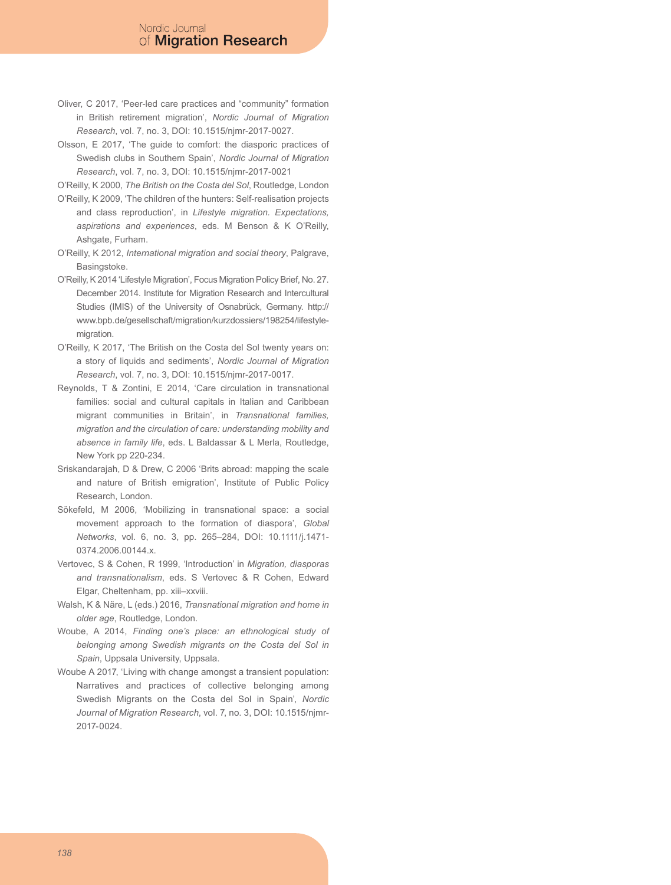Oliver, C 2017, 'Peer-led care practices and "community" formation in British retirement migration', *Nordic Journal of Migration Research*, vol. 7, no. 3, DOI: 10.1515/njmr-2017-0027.

Olsson, E 2017, 'The guide to comfort: the diasporic practices of Swedish clubs in Southern Spain', *Nordic Journal of Migration Research*, vol. 7, no. 3, DOI: 10.1515/njmr-2017-0021

O'Reilly, K 2000, *The British on the Costa del Sol*, Routledge, London

O'Reilly, K 2009, 'The children of the hunters: Self-realisation projects and class reproduction', in *Lifestyle migration. Expectations, aspirations and experiences*, eds. M Benson & K O'Reilly, Ashgate, Furham.

O'Reilly, K 2012, *International migration and social theory*, Palgrave, Basingstoke.

O'Reilly, K 2014 'Lifestyle Migration', Focus Migration Policy Brief, No. 27. December 2014. Institute for Migration Research and Intercultural Studies (IMIS) of the University of Osnabrück, Germany. http://www.bpb.de/gesellschaft/migration/kurzdossiers/198254/lifestyle-migration.

O'Reilly, K 2017, 'The British on the Costa del Sol twenty years on: a story of liquids and sediments', *Nordic Journal of Migration Research*, vol. 7, no. 3, DOI: 10.1515/njmr-2017-0017.

Reynolds, T & Zontini, E 2014, 'Care circulation in transnational families: social and cultural capitals in Italian and Caribbean migrant communities in Britain', in *Transnational families, migration and the circulation of care: understanding mobility and absence in family life*, eds. L Baldassar & L Merla, Routledge, New York pp 220-234.

Sriskandarajah, D & Drew, C 2006 'Brits abroad: mapping the scale and nature of British emigration', Institute of Public Policy Research, London.

Sökefeld, M 2006, 'Mobilizing in transnational space: a social movement approach to the formation of diaspora', *Global Networks*, vol. 6, no. 3, pp. 265–284, DOI: 10.1111/j.1471-0374.2006.00144.x.

Vertovec, S & Cohen, R 1999, 'Introduction' in *Migration, diasporas and transnationalism*, eds. S Vertovec & R Cohen, Edward Elgar, Cheltenham, pp. xiii–xxviii.

Walsh, K & Näre, L (eds.) 2016, *Transnational migration and home in older age*, Routledge, London.

Woube, A 2014, *Finding one's place: an ethnological study of belonging among Swedish migrants on the Costa del Sol in Spain*, Uppsala University, Uppsala.

Woube A 2017, 'Living with change amongst a transient population: Narratives and practices of collective belonging among Swedish Migrants on the Costa del Sol in Spain', *Nordic Journal of Migration Research*, vol. 7, no. 3, DOI: 10.1515/njmr-2017-0024.